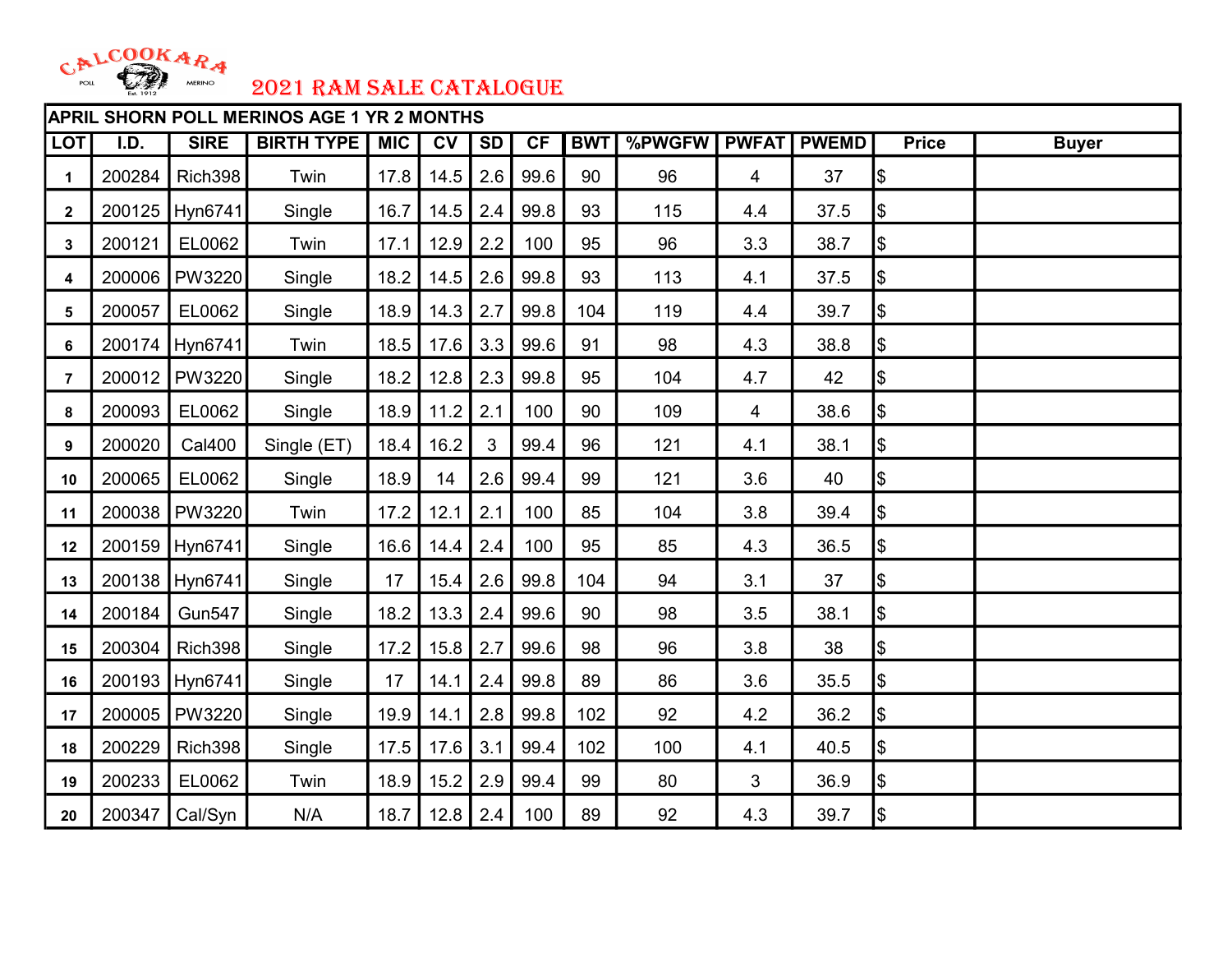CALCOOKARA POLL MERINO Est. 1912

# 2021 RAM SALE CATALOGUE

| APRIL SHORN POLL MERINOS AGE 1 YR 2 MONTHS | | | | | | | | | | | | | |
|---|---|---|---|---|---|---|---|---|---|---|---|---|---|
| LOT | I.D. | SIRE | BIRTH TYPE | MIC | CV | SD | CF | BWT | %PWGFW | PWFAT | PWEMD | Price | Buyer |
| 1 | 200284 | Rich398 | Twin | 17.8 | 14.5 | 2.6 | 99.6 | 90 | 96 | 4 | 37 | $ | |
| 2 | 200125 | Hyn6741 | Single | 16.7 | 14.5 | 2.4 | 99.8 | 93 | 115 | 4.4 | 37.5 | $ | |
| 3 | 200121 | EL0062 | Twin | 17.1 | 12.9 | 2.2 | 100 | 95 | 96 | 3.3 | 38.7 | $ | |
| 4 | 200006 | PW3220 | Single | 18.2 | 14.5 | 2.6 | 99.8 | 93 | 113 | 4.1 | 37.5 | $ | |
| 5 | 200057 | EL0062 | Single | 18.9 | 14.3 | 2.7 | 99.8 | 104 | 119 | 4.4 | 39.7 | $ | |
| 6 | 200174 | Hyn6741 | Twin | 18.5 | 17.6 | 3.3 | 99.6 | 91 | 98 | 4.3 | 38.8 | $ | |
| 7 | 200012 | PW3220 | Single | 18.2 | 12.8 | 2.3 | 99.8 | 95 | 104 | 4.7 | 42 | $ | |
| 8 | 200093 | EL0062 | Single | 18.9 | 11.2 | 2.1 | 100 | 90 | 109 | 4 | 38.6 | $ | |
| 9 | 200020 | Cal400 | Single (ET) | 18.4 | 16.2 | 3 | 99.4 | 96 | 121 | 4.1 | 38.1 | $ | |
| 10 | 200065 | EL0062 | Single | 18.9 | 14 | 2.6 | 99.4 | 99 | 121 | 3.6 | 40 | $ | |
| 11 | 200038 | PW3220 | Twin | 17.2 | 12.1 | 2.1 | 100 | 85 | 104 | 3.8 | 39.4 | $ | |
| 12 | 200159 | Hyn6741 | Single | 16.6 | 14.4 | 2.4 | 100 | 95 | 85 | 4.3 | 36.5 | $ | |
| 13 | 200138 | Hyn6741 | Single | 17 | 15.4 | 2.6 | 99.8 | 104 | 94 | 3.1 | 37 | $ | |
| 14 | 200184 | Gun547 | Single | 18.2 | 13.3 | 2.4 | 99.6 | 90 | 98 | 3.5 | 38.1 | $ | |
| 15 | 200304 | Rich398 | Single | 17.2 | 15.8 | 2.7 | 99.6 | 98 | 96 | 3.8 | 38 | $ | |
| 16 | 200193 | Hyn6741 | Single | 17 | 14.1 | 2.4 | 99.8 | 89 | 86 | 3.6 | 35.5 | $ | |
| 17 | 200005 | PW3220 | Single | 19.9 | 14.1 | 2.8 | 99.8 | 102 | 92 | 4.2 | 36.2 | $ | |
| 18 | 200229 | Rich398 | Single | 17.5 | 17.6 | 3.1 | 99.4 | 102 | 100 | 4.1 | 40.5 | $ | |
| 19 | 200233 | EL0062 | Twin | 18.9 | 15.2 | 2.9 | 99.4 | 99 | 80 | 3 | 36.9 | $ | |
| 20 | 200347 | Cal/Syn | N/A | 18.7 | 12.8 | 2.4 | 100 | 89 | 92 | 4.3 | 39.7 | $ | |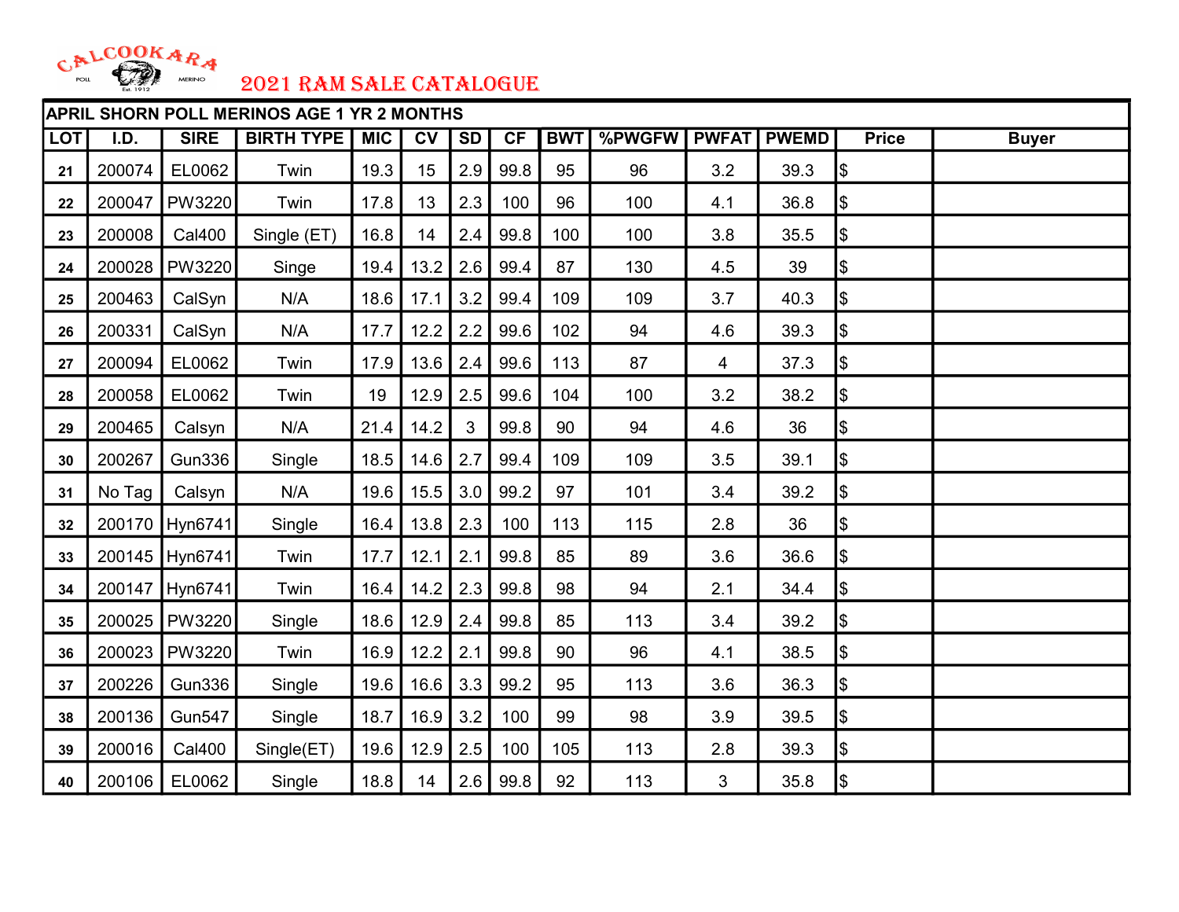# CALCOOKARA POLL MERINO Est. 1912

## 2021 RAM SALE CATALOGUE

| APRIL SHORN POLL MERINOS AGE 1 YR 2 MONTHS | | | | | | | | | | | | | |
|---|---|---|---|---|---|---|---|---|---|---|---|---|---|
| LOT | I.D. | SIRE | BIRTH TYPE | MIC | CV | SD | CF | BWT | %PWGFW | PWFAT | PWEMD | Price | Buyer |
| 21 | 200074 | EL0062 | Twin | 19.3 | 15 | 2.9 | 99.8 | 95 | 96 | 3.2 | 39.3 | $ | |
| 22 | 200047 | PW3220 | Twin | 17.8 | 13 | 2.3 | 100 | 96 | 100 | 4.1 | 36.8 | $ | |
| 23 | 200008 | Cal400 | Single (ET) | 16.8 | 14 | 2.4 | 99.8 | 100 | 100 | 3.8 | 35.5 | $ | |
| 24 | 200028 | PW3220 | Singe | 19.4 | 13.2 | 2.6 | 99.4 | 87 | 130 | 4.5 | 39 | $ | |
| 25 | 200463 | CalSyn | N/A | 18.6 | 17.1 | 3.2 | 99.4 | 109 | 109 | 3.7 | 40.3 | $ | |
| 26 | 200331 | CalSyn | N/A | 17.7 | 12.2 | 2.2 | 99.6 | 102 | 94 | 4.6 | 39.3 | $ | |
| 27 | 200094 | EL0062 | Twin | 17.9 | 13.6 | 2.4 | 99.6 | 113 | 87 | 4 | 37.3 | $ | |
| 28 | 200058 | EL0062 | Twin | 19 | 12.9 | 2.5 | 99.6 | 104 | 100 | 3.2 | 38.2 | $ | |
| 29 | 200465 | Calsyn | N/A | 21.4 | 14.2 | 3 | 99.8 | 90 | 94 | 4.6 | 36 | $ | |
| 30 | 200267 | Gun336 | Single | 18.5 | 14.6 | 2.7 | 99.4 | 109 | 109 | 3.5 | 39.1 | $ | |
| 31 | No Tag | Calsyn | N/A | 19.6 | 15.5 | 3.0 | 99.2 | 97 | 101 | 3.4 | 39.2 | $ | |
| 32 | 200170 | Hyn6741 | Single | 16.4 | 13.8 | 2.3 | 100 | 113 | 115 | 2.8 | 36 | $ | |
| 33 | 200145 | Hyn6741 | Twin | 17.7 | 12.1 | 2.1 | 99.8 | 85 | 89 | 3.6 | 36.6 | $ | |
| 34 | 200147 | Hyn6741 | Twin | 16.4 | 14.2 | 2.3 | 99.8 | 98 | 94 | 2.1 | 34.4 | $ | |
| 35 | 200025 | PW3220 | Single | 18.6 | 12.9 | 2.4 | 99.8 | 85 | 113 | 3.4 | 39.2 | $ | |
| 36 | 200023 | PW3220 | Twin | 16.9 | 12.2 | 2.1 | 99.8 | 90 | 96 | 4.1 | 38.5 | $ | |
| 37 | 200226 | Gun336 | Single | 19.6 | 16.6 | 3.3 | 99.2 | 95 | 113 | 3.6 | 36.3 | $ | |
| 38 | 200136 | Gun547 | Single | 18.7 | 16.9 | 3.2 | 100 | 99 | 98 | 3.9 | 39.5 | $ | |
| 39 | 200016 | Cal400 | Single(ET) | 19.6 | 12.9 | 2.5 | 100 | 105 | 113 | 2.8 | 39.3 | $ | |
| 40 | 200106 | EL0062 | Single | 18.8 | 14 | 2.6 | 99.8 | 92 | 113 | 3 | 35.8 | $ | |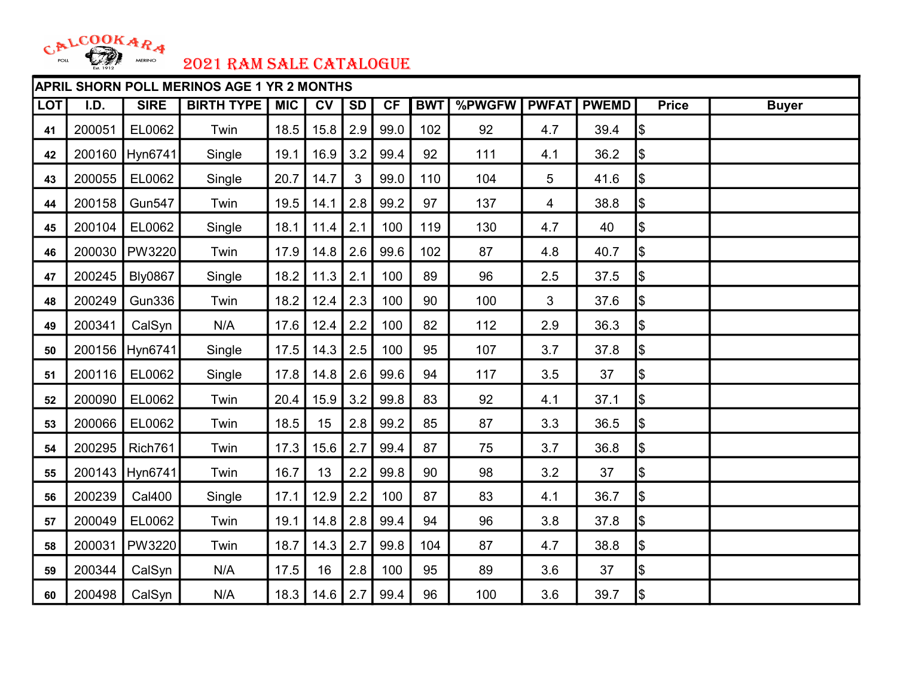CALCOOKARA POLL MERINO Est. 1912

# 2021 RAM SALE CATALOGUE

| APRIL SHORN POLL MERINOS AGE 1 YR 2 MONTHS | | | | | | | | | | | | | |
|---|---|---|---|---|---|---|---|---|---|---|---|---|---|
| LOT | I.D. | SIRE | BIRTH TYPE | MIC | CV | SD | CF | BWT | %PWGFW | PWFAT | PWEMD | Price | Buyer |
| 41 | 200051 | EL0062 | Twin | 18.5 | 15.8 | 2.9 | 99.0 | 102 | 92 | 4.7 | 39.4 | $ | |
| 42 | 200160 | Hyn6741 | Single | 19.1 | 16.9 | 3.2 | 99.4 | 92 | 111 | 4.1 | 36.2 | $ | |
| 43 | 200055 | EL0062 | Single | 20.7 | 14.7 | 3 | 99.0 | 110 | 104 | 5 | 41.6 | $ | |
| 44 | 200158 | Gun547 | Twin | 19.5 | 14.1 | 2.8 | 99.2 | 97 | 137 | 4 | 38.8 | $ | |
| 45 | 200104 | EL0062 | Single | 18.1 | 11.4 | 2.1 | 100 | 119 | 130 | 4.7 | 40 | $ | |
| 46 | 200030 | PW3220 | Twin | 17.9 | 14.8 | 2.6 | 99.6 | 102 | 87 | 4.8 | 40.7 | $ | |
| 47 | 200245 | Bly0867 | Single | 18.2 | 11.3 | 2.1 | 100 | 89 | 96 | 2.5 | 37.5 | $ | |
| 48 | 200249 | Gun336 | Twin | 18.2 | 12.4 | 2.3 | 100 | 90 | 100 | 3 | 37.6 | $ | |
| 49 | 200341 | CalSyn | N/A | 17.6 | 12.4 | 2.2 | 100 | 82 | 112 | 2.9 | 36.3 | $ | |
| 50 | 200156 | Hyn6741 | Single | 17.5 | 14.3 | 2.5 | 100 | 95 | 107 | 3.7 | 37.8 | $ | |
| 51 | 200116 | EL0062 | Single | 17.8 | 14.8 | 2.6 | 99.6 | 94 | 117 | 3.5 | 37 | $ | |
| 52 | 200090 | EL0062 | Twin | 20.4 | 15.9 | 3.2 | 99.8 | 83 | 92 | 4.1 | 37.1 | $ | |
| 53 | 200066 | EL0062 | Twin | 18.5 | 15 | 2.8 | 99.2 | 85 | 87 | 3.3 | 36.5 | $ | |
| 54 | 200295 | Rich761 | Twin | 17.3 | 15.6 | 2.7 | 99.4 | 87 | 75 | 3.7 | 36.8 | $ | |
| 55 | 200143 | Hyn6741 | Twin | 16.7 | 13 | 2.2 | 99.8 | 90 | 98 | 3.2 | 37 | $ | |
| 56 | 200239 | Cal400 | Single | 17.1 | 12.9 | 2.2 | 100 | 87 | 83 | 4.1 | 36.7 | $ | |
| 57 | 200049 | EL0062 | Twin | 19.1 | 14.8 | 2.8 | 99.4 | 94 | 96 | 3.8 | 37.8 | $ | |
| 58 | 200031 | PW3220 | Twin | 18.7 | 14.3 | 2.7 | 99.8 | 104 | 87 | 4.7 | 38.8 | $ | |
| 59 | 200344 | CalSyn | N/A | 17.5 | 16 | 2.8 | 100 | 95 | 89 | 3.6 | 37 | $ | |
| 60 | 200498 | CalSyn | N/A | 18.3 | 14.6 | 2.7 | 99.4 | 96 | 100 | 3.6 | 39.7 | $ | |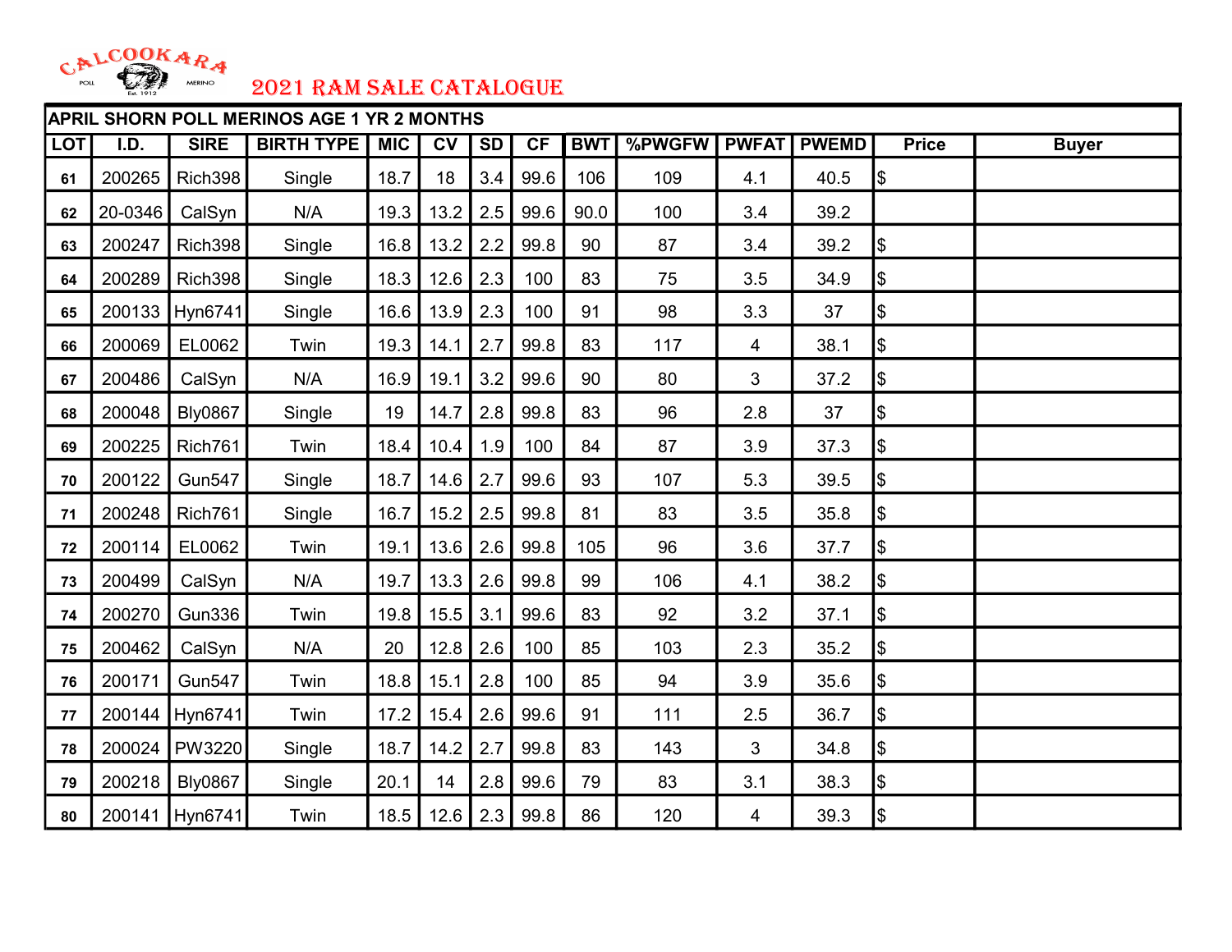CALCOOKARA POLL MERINO Est. 1912

# 2021 RAM SALE CATALOGUE

| APRIL SHORN POLL MERINOS AGE 1 YR 2 MONTHS | | | | | | | | | | | | | |
|---|---|---|---|---|---|---|---|---|---|---|---|---|---|
| LOT | I.D. | SIRE | BIRTH TYPE | MIC | CV | SD | CF | BWT | %PWGFW | PWFAT | PWEMD | Price | Buyer |
| 61 | 200265 | Rich398 | Single | 18.7 | 18 | 3.4 | 99.6 | 106 | 109 | 4.1 | 40.5 | $ | |
| 62 | 20-0346 | CalSyn | N/A | 19.3 | 13.2 | 2.5 | 99.6 | 90.0 | 100 | 3.4 | 39.2 | | |
| 63 | 200247 | Rich398 | Single | 16.8 | 13.2 | 2.2 | 99.8 | 90 | 87 | 3.4 | 39.2 | $ | |
| 64 | 200289 | Rich398 | Single | 18.3 | 12.6 | 2.3 | 100 | 83 | 75 | 3.5 | 34.9 | $ | |
| 65 | 200133 | Hyn6741 | Single | 16.6 | 13.9 | 2.3 | 100 | 91 | 98 | 3.3 | 37 | $ | |
| 66 | 200069 | EL0062 | Twin | 19.3 | 14.1 | 2.7 | 99.8 | 83 | 117 | 4 | 38.1 | $ | |
| 67 | 200486 | CalSyn | N/A | 16.9 | 19.1 | 3.2 | 99.6 | 90 | 80 | 3 | 37.2 | $ | |
| 68 | 200048 | Bly0867 | Single | 19 | 14.7 | 2.8 | 99.8 | 83 | 96 | 2.8 | 37 | $ | |
| 69 | 200225 | Rich761 | Twin | 18.4 | 10.4 | 1.9 | 100 | 84 | 87 | 3.9 | 37.3 | $ | |
| 70 | 200122 | Gun547 | Single | 18.7 | 14.6 | 2.7 | 99.6 | 93 | 107 | 5.3 | 39.5 | $ | |
| 71 | 200248 | Rich761 | Single | 16.7 | 15.2 | 2.5 | 99.8 | 81 | 83 | 3.5 | 35.8 | $ | |
| 72 | 200114 | EL0062 | Twin | 19.1 | 13.6 | 2.6 | 99.8 | 105 | 96 | 3.6 | 37.7 | $ | |
| 73 | 200499 | CalSyn | N/A | 19.7 | 13.3 | 2.6 | 99.8 | 99 | 106 | 4.1 | 38.2 | $ | |
| 74 | 200270 | Gun336 | Twin | 19.8 | 15.5 | 3.1 | 99.6 | 83 | 92 | 3.2 | 37.1 | $ | |
| 75 | 200462 | CalSyn | N/A | 20 | 12.8 | 2.6 | 100 | 85 | 103 | 2.3 | 35.2 | $ | |
| 76 | 200171 | Gun547 | Twin | 18.8 | 15.1 | 2.8 | 100 | 85 | 94 | 3.9 | 35.6 | $ | |
| 77 | 200144 | Hyn6741 | Twin | 17.2 | 15.4 | 2.6 | 99.6 | 91 | 111 | 2.5 | 36.7 | $ | |
| 78 | 200024 | PW3220 | Single | 18.7 | 14.2 | 2.7 | 99.8 | 83 | 143 | 3 | 34.8 | $ | |
| 79 | 200218 | Bly0867 | Single | 20.1 | 14 | 2.8 | 99.6 | 79 | 83 | 3.1 | 38.3 | $ | |
| 80 | 200141 | Hyn6741 | Twin | 18.5 | 12.6 | 2.3 | 99.8 | 86 | 120 | 4 | 39.3 | $ | |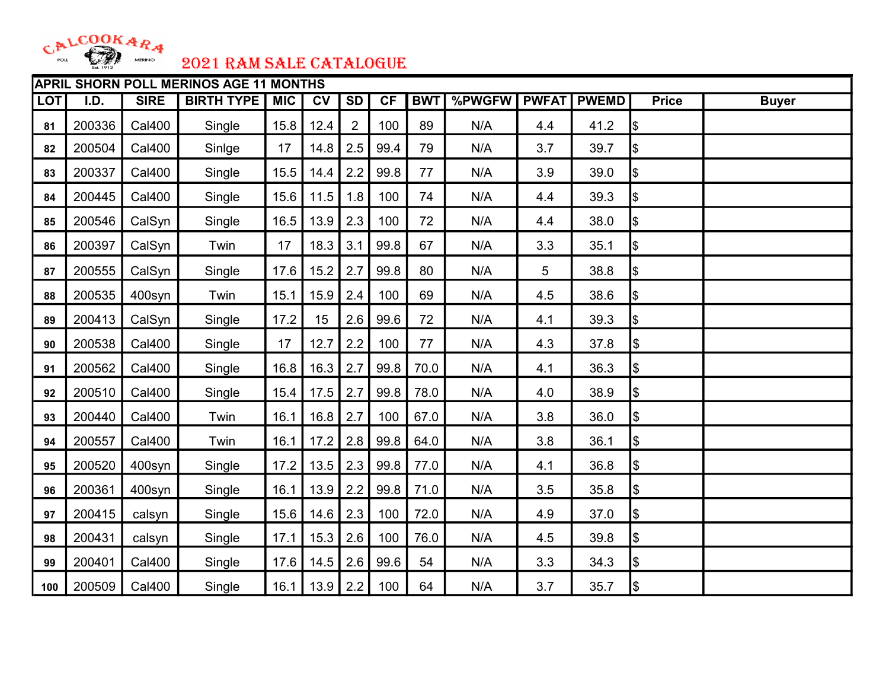CALCOOKARA POLL MERINO Est. 1912

# 2021 RAM SALE CATALOGUE

| APRIL SHORN POLL MERINOS AGE 11 MONTHS | | | | | | | | | | | | | |
|---|---|---|---|---|---|---|---|---|---|---|---|---|---|
| LOT | I.D. | SIRE | BIRTH TYPE | MIC | CV | SD | CF | BWT | %PWGFW | PWFAT | PWEMD | Price | Buyer |
| 81 | 200336 | Cal400 | Single | 15.8 | 12.4 | 2 | 100 | 89 | N/A | 4.4 | 41.2 | $ | |
| 82 | 200504 | Cal400 | Sinlge | 17 | 14.8 | 2.5 | 99.4 | 79 | N/A | 3.7 | 39.7 | $ | |
| 83 | 200337 | Cal400 | Single | 15.5 | 14.4 | 2.2 | 99.8 | 77 | N/A | 3.9 | 39.0 | $ | |
| 84 | 200445 | Cal400 | Single | 15.6 | 11.5 | 1.8 | 100 | 74 | N/A | 4.4 | 39.3 | $ | |
| 85 | 200546 | CalSyn | Single | 16.5 | 13.9 | 2.3 | 100 | 72 | N/A | 4.4 | 38.0 | $ | |
| 86 | 200397 | CalSyn | Twin | 17 | 18.3 | 3.1 | 99.8 | 67 | N/A | 3.3 | 35.1 | $ | |
| 87 | 200555 | CalSyn | Single | 17.6 | 15.2 | 2.7 | 99.8 | 80 | N/A | 5 | 38.8 | $ | |
| 88 | 200535 | 400syn | Twin | 15.1 | 15.9 | 2.4 | 100 | 69 | N/A | 4.5 | 38.6 | $ | |
| 89 | 200413 | CalSyn | Single | 17.2 | 15 | 2.6 | 99.6 | 72 | N/A | 4.1 | 39.3 | $ | |
| 90 | 200538 | Cal400 | Single | 17 | 12.7 | 2.2 | 100 | 77 | N/A | 4.3 | 37.8 | $ | |
| 91 | 200562 | Cal400 | Single | 16.8 | 16.3 | 2.7 | 99.8 | 70.0 | N/A | 4.1 | 36.3 | $ | |
| 92 | 200510 | Cal400 | Single | 15.4 | 17.5 | 2.7 | 99.8 | 78.0 | N/A | 4.0 | 38.9 | $ | |
| 93 | 200440 | Cal400 | Twin | 16.1 | 16.8 | 2.7 | 100 | 67.0 | N/A | 3.8 | 36.0 | $ | |
| 94 | 200557 | Cal400 | Twin | 16.1 | 17.2 | 2.8 | 99.8 | 64.0 | N/A | 3.8 | 36.1 | $ | |
| 95 | 200520 | 400syn | Single | 17.2 | 13.5 | 2.3 | 99.8 | 77.0 | N/A | 4.1 | 36.8 | $ | |
| 96 | 200361 | 400syn | Single | 16.1 | 13.9 | 2.2 | 99.8 | 71.0 | N/A | 3.5 | 35.8 | $ | |
| 97 | 200415 | calsyn | Single | 15.6 | 14.6 | 2.3 | 100 | 72.0 | N/A | 4.9 | 37.0 | $ | |
| 98 | 200431 | calsyn | Single | 17.1 | 15.3 | 2.6 | 100 | 76.0 | N/A | 4.5 | 39.8 | $ | |
| 99 | 200401 | Cal400 | Single | 17.6 | 14.5 | 2.6 | 99.6 | 54 | N/A | 3.3 | 34.3 | $ | |
| 100 | 200509 | Cal400 | Single | 16.1 | 13.9 | 2.2 | 100 | 64 | N/A | 3.7 | 35.7 | $ | |